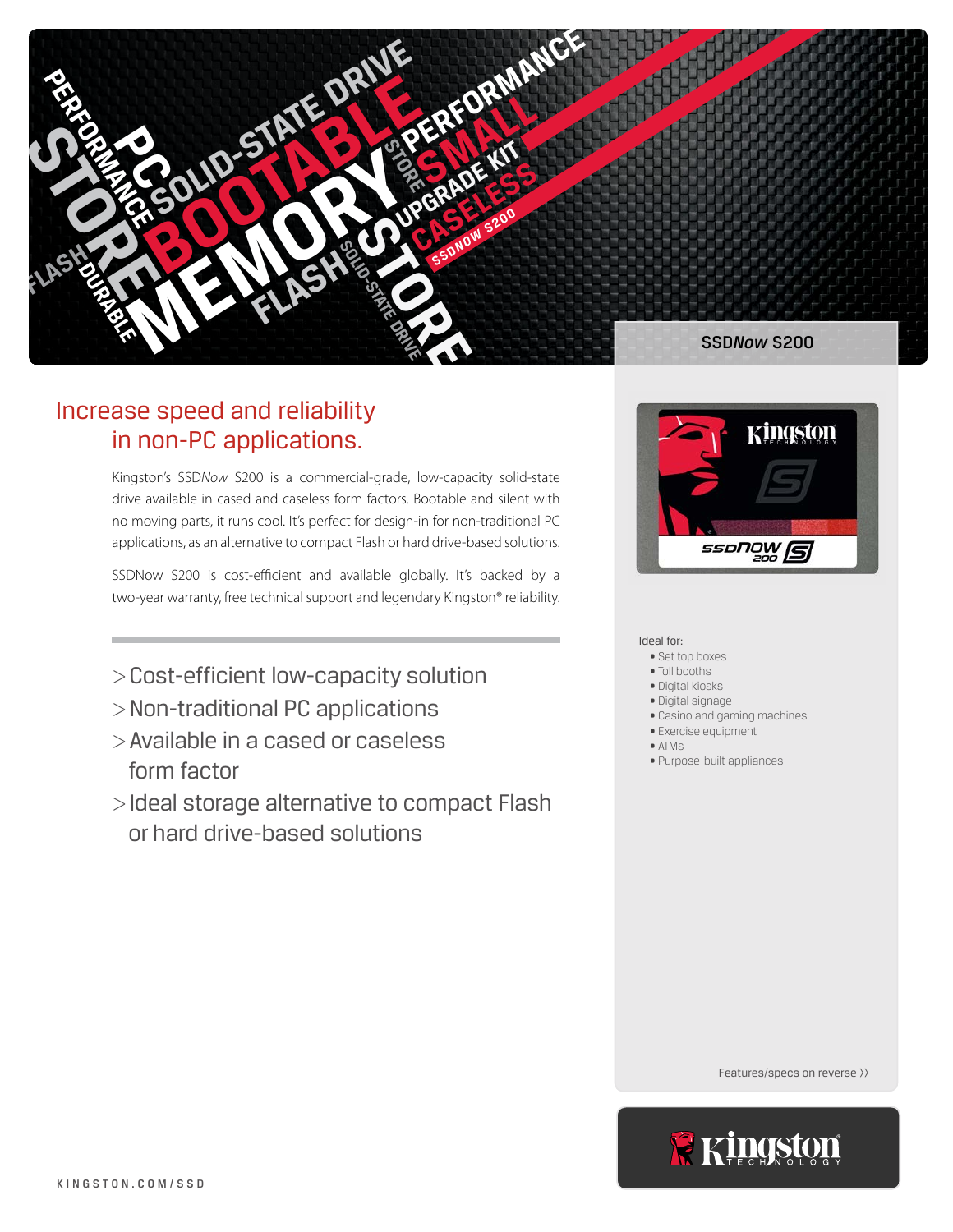SSD*Now* S200

# Increase speed and reliability in non-PC applications.

Kingston's SSD*Now* S200 is a commercial-grade, low-capacity solid-state drive available in cased and caseless form factors. Bootable and silent with no moving parts, it runs cool. It's perfect for design-in for non-traditional PC applications, as an alternative to compact Flash or hard drive-based solutions.

SSDNow S200 is cost-efficient and available globally. It's backed by a two-year warranty, free technical support and legendary Kingston® reliability.

- > Cost-efficient low-capacity solution
- > Non-traditional PC applications
- > Available in a cased or caseless form factor
- > Ideal storage alternative to compact Flash or hard drive-based solutions

Ideal for:

- Set top boxes
- Toll booths
- Digital kiosks
- Digital signage
- Casino and gaming machines
- Exercise equipment
- ATMs
- Purpose-built appliances

Features/specs on reverse ››

KINGSTON.COM/SSD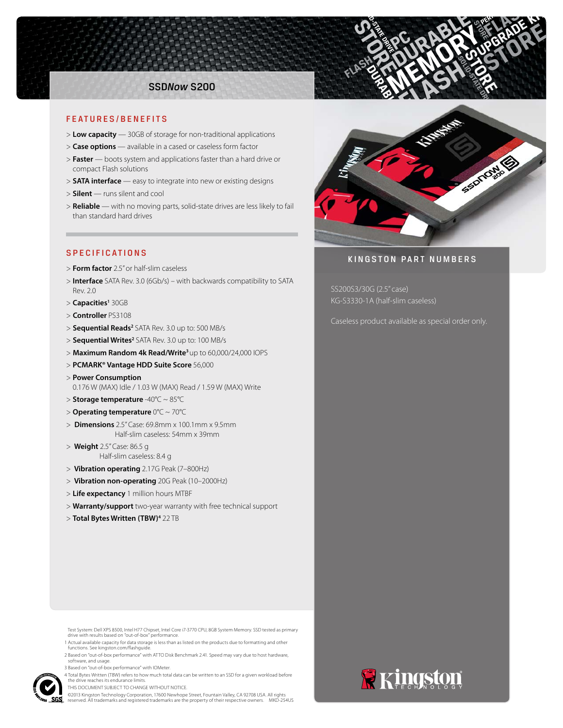## SSD*Now* S200

### FEATURES/BENEFITS

- > **Low capacity** — 30GB of storage for non-traditional applications
- > **Case options** — available in a cased or caseless form factor
- > **Faster** — boots system and applications faster than a hard drive or compact Flash solutions
- > **SATA interface** — easy to integrate into new or existing designs
- > **Silent** — runs silent and cool
- > **Reliable** — with no moving parts, solid-state drives are less likely to fail than standard hard drives

### SPECIFICATIONS

- > **Form factor** 2.5" or half-slim caseless
- > **Interface** SATA Rev. 3.0 (6Gb/s) – with backwards compatibility to SATA Rev. 2.0
- > **Capacities**[1] 30GB
- > **Controller** PS3108
- > **Sequential Reads**[2] SATA Rev. 3.0 up to: 500 MB/s
- > **Sequential Writes**[2] SATA Rev. 3.0 up to: 100 MB/s
- > **Maximum Random 4k Read/Write**[3] up to 60,000/24,000 IOPS
- > **PCMARK® Vantage HDD Suite Score** 56,000
- > **Power Consumption**
  0.176 W (MAX) Idle / 1.03 W (MAX) Read / 1.59 W (MAX) Write
- > **Storage temperature** -40°C ~ 85°C
- > **Operating temperature** 0°C ~ 70°C
- > **Dimensions** 2.5" Case: 69.8mm x 100.1mm x 9.5mm
  Half-slim caseless: 54mm x 39mm
- > **Weight** 2.5" Case: 86.5 g
  Half-slim caseless: 8.4 g
- > **Vibration operating** 2.17G Peak (7–800Hz)
- > **Vibration non-operating** 20G Peak (10–2000Hz)
- > **Life expectancy** 1 million hours MTBF
- > **Warranty/support** two-year warranty with free technical support
- > **Total Bytes Written (TBW)**[4] 22 TB

### KINGSTON PART NUMBERS

SS200S3/30G (2.5" case)
KG-S3330-1A (half-slim caseless)

Caseless product available as special order only.

Test System: Dell XPS 8500, Intel H77 Chipset, Intel Core i7-3770 CPU, 8GB System Memory. SSD tested as primary drive with results based on "out-of-box" performance.

1 Actual available capacity for data storage is less than as listed on the products due to formatting and other functions. See kingston.com/flashguide.

2 Based on "out-of-box performance" with ATTO Disk Benchmark 2.41. Speed may vary due to host hardware, software, and usage.

3 Based on "out-of-box performance" with IOMeter.

4 Total Bytes Written (TBW) refers to how much total data can be written to an SSD for a given workload before the drive reaches its endurance limits.

THIS DOCUMENT SUBJECT TO CHANGE WITHOUT NOTICE.

©2013 Kingston Technology Corporation, 17600 Newhope Street, Fountain Valley, CA 92708 USA. All rights reserved. All trademarks and registered trademarks are the property of their respective owners. MKD-254US